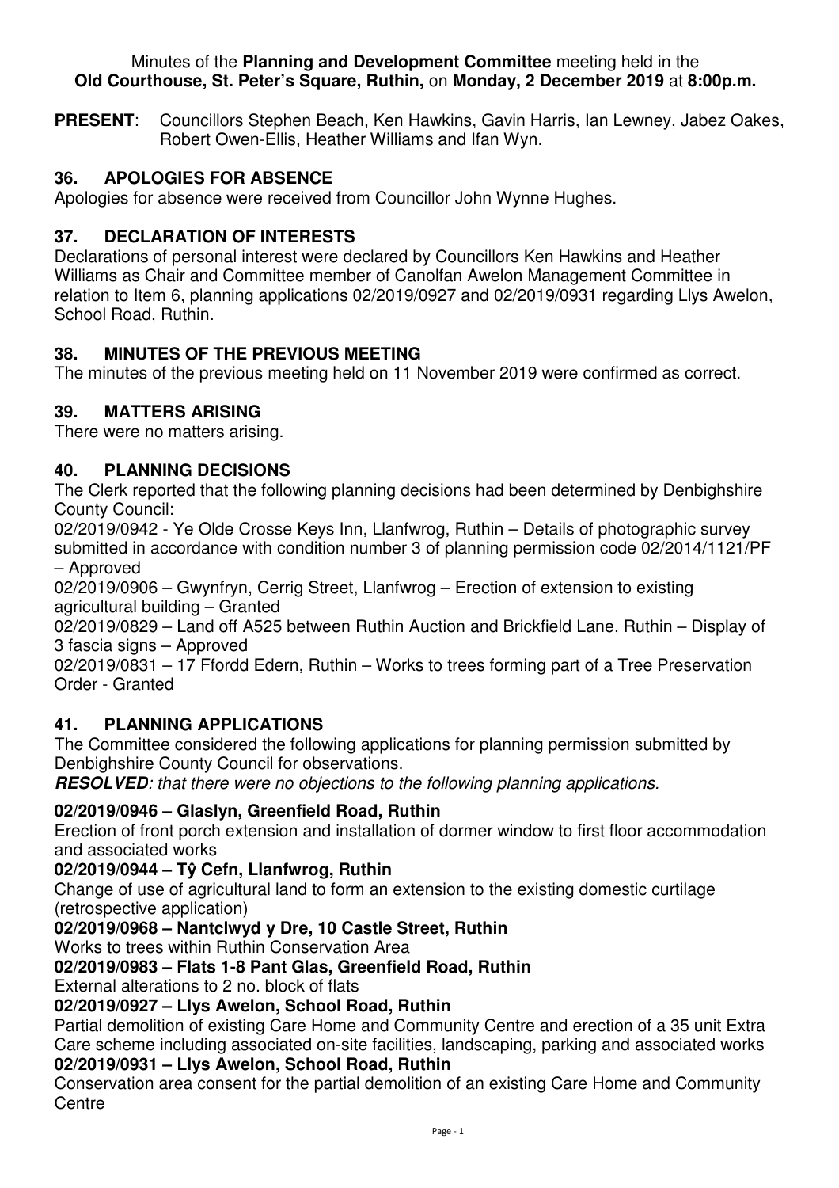Minutes of the **Planning and Development Committee** meeting held in the **Old Courthouse, St. Peter's Square, Ruthin,** on **Monday, 2 December 2019** at **8:00p.m.**

**PRESENT**: Councillors Stephen Beach, Ken Hawkins, Gavin Harris, Ian Lewney, Jabez Oakes, Robert Owen-Ellis, Heather Williams and Ifan Wyn.

## 36. APOLOGIES FOR ABSENCE

Apologies for absence were received from Councillor John Wynne Hughes.

## 37. DECLARATION OF INTERESTS

Declarations of personal interest were declared by Councillors Ken Hawkins and Heather Williams as Chair and Committee member of Canolfan Awelon Management Committee in relation to Item 6, planning applications 02/2019/0927 and 02/2019/0931 regarding Llys Awelon, School Road, Ruthin.

## 38. MINUTES OF THE PREVIOUS MEETING

The minutes of the previous meeting held on 11 November 2019 were confirmed as correct.

## 39. MATTERS ARISING

There were no matters arising.

## 40. PLANNING DECISIONS

The Clerk reported that the following planning decisions had been determined by Denbighshire County Council:

02/2019/0942 - Ye Olde Crosse Keys Inn, Llanfwrog, Ruthin – Details of photographic survey submitted in accordance with condition number 3 of planning permission code 02/2014/1121/PF – Approved

02/2019/0906 – Gwynfryn, Cerrig Street, Llanfwrog – Erection of extension to existing agricultural building – Granted

02/2019/0829 – Land off A525 between Ruthin Auction and Brickfield Lane, Ruthin – Display of 3 fascia signs – Approved

02/2019/0831 – 17 Ffordd Edern, Ruthin – Works to trees forming part of a Tree Preservation Order - Granted

## 41. PLANNING APPLICATIONS

The Committee considered the following applications for planning permission submitted by Denbighshire County Council for observations.

***RESOLVED**: that there were no objections to the following planning applications.*

**02/2019/0946 – Glaslyn, Greenfield Road, Ruthin**

Erection of front porch extension and installation of dormer window to first floor accommodation and associated works

**02/2019/0944 – Tŷ Cefn, Llanfwrog, Ruthin**

Change of use of agricultural land to form an extension to the existing domestic curtilage (retrospective application)

**02/2019/0968 – Nantclwyd y Dre, 10 Castle Street, Ruthin**

Works to trees within Ruthin Conservation Area

**02/2019/0983 – Flats 1-8 Pant Glas, Greenfield Road, Ruthin**

External alterations to 2 no. block of flats

**02/2019/0927 – Llys Awelon, School Road, Ruthin**

Partial demolition of existing Care Home and Community Centre and erection of a 35 unit Extra Care scheme including associated on-site facilities, landscaping, parking and associated works

**02/2019/0931 – Llys Awelon, School Road, Ruthin**

Conservation area consent for the partial demolition of an existing Care Home and Community Centre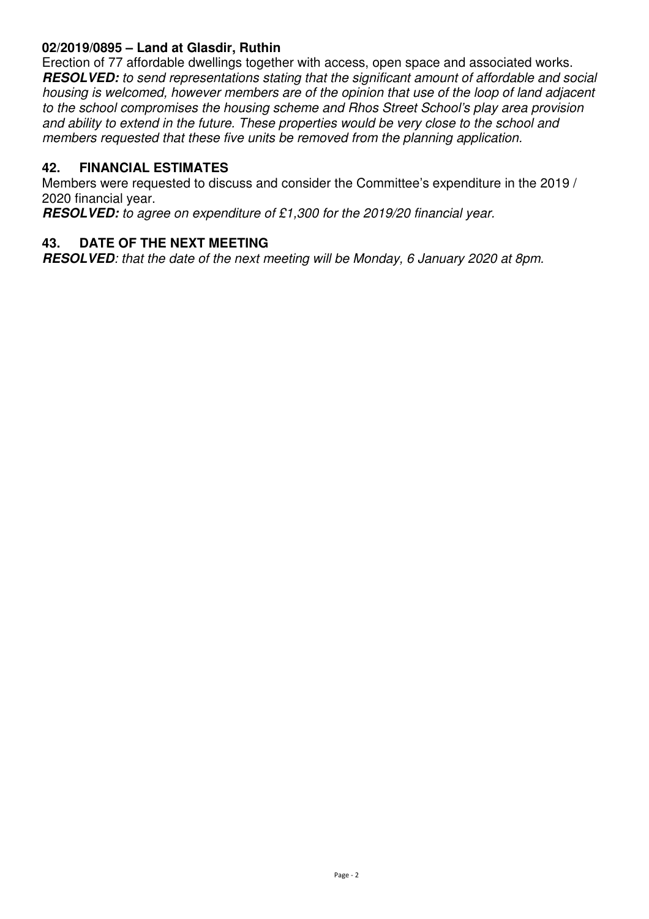**02/2019/0895 – Land at Glasdir, Ruthin**

Erection of 77 affordable dwellings together with access, open space and associated works.
***RESOLVED:*** *to send representations stating that the significant amount of affordable and social housing is welcomed, however members are of the opinion that use of the loop of land adjacent to the school compromises the housing scheme and Rhos Street School's play area provision and ability to extend in the future. These properties would be very close to the school and members requested that these five units be removed from the planning application.*

## 42. FINANCIAL ESTIMATES

Members were requested to discuss and consider the Committee's expenditure in the 2019 / 2020 financial year.
***RESOLVED:*** *to agree on expenditure of £1,300 for the 2019/20 financial year.*

## 43. DATE OF THE NEXT MEETING

***RESOLVED****: that the date of the next meeting will be Monday, 6 January 2020 at 8pm.*